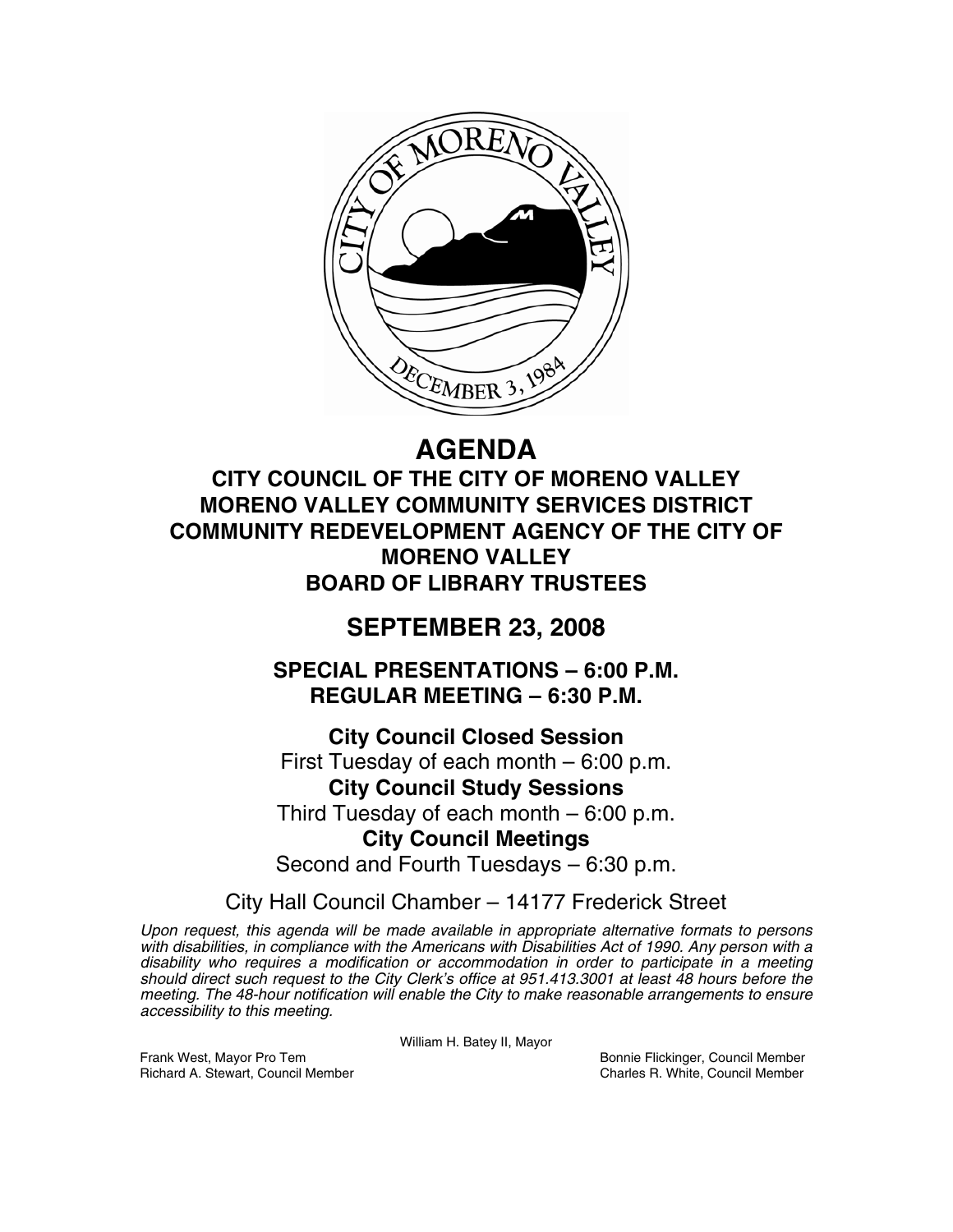# AGENDA

## CITY COUNCIL OF THE CITY OF MORENO VALLEY
## MORENO VALLEY COMMUNITY SERVICES DISTRICT
## COMMUNITY REDEVELOPMENT AGENCY OF THE CITY OF MORENO VALLEY
## BOARD OF LIBRARY TRUSTEES

# SEPTEMBER 23, 2008

## SPECIAL PRESENTATIONS – 6:00 P.M.
## REGULAR MEETING – 6:30 P.M.

**City Council Closed Session**
First Tuesday of each month – 6:00 p.m.

**City Council Study Sessions**
Third Tuesday of each month – 6:00 p.m.

**City Council Meetings**
Second and Fourth Tuesdays – 6:30 p.m.

City Hall Council Chamber – 14177 Frederick Street

*Upon request, this agenda will be made available in appropriate alternative formats to persons with disabilities, in compliance with the Americans with Disabilities Act of 1990. Any person with a disability who requires a modification or accommodation in order to participate in a meeting should direct such request to the City Clerk's office at 951.413.3001 at least 48 hours before the meeting. The 48-hour notification will enable the City to make reasonable arrangements to ensure accessibility to this meeting.*

William H. Batey II, Mayor

Frank West, Mayor Pro Tem
Richard A. Stewart, Council Member
Bonnie Flickinger, Council Member
Charles R. White, Council Member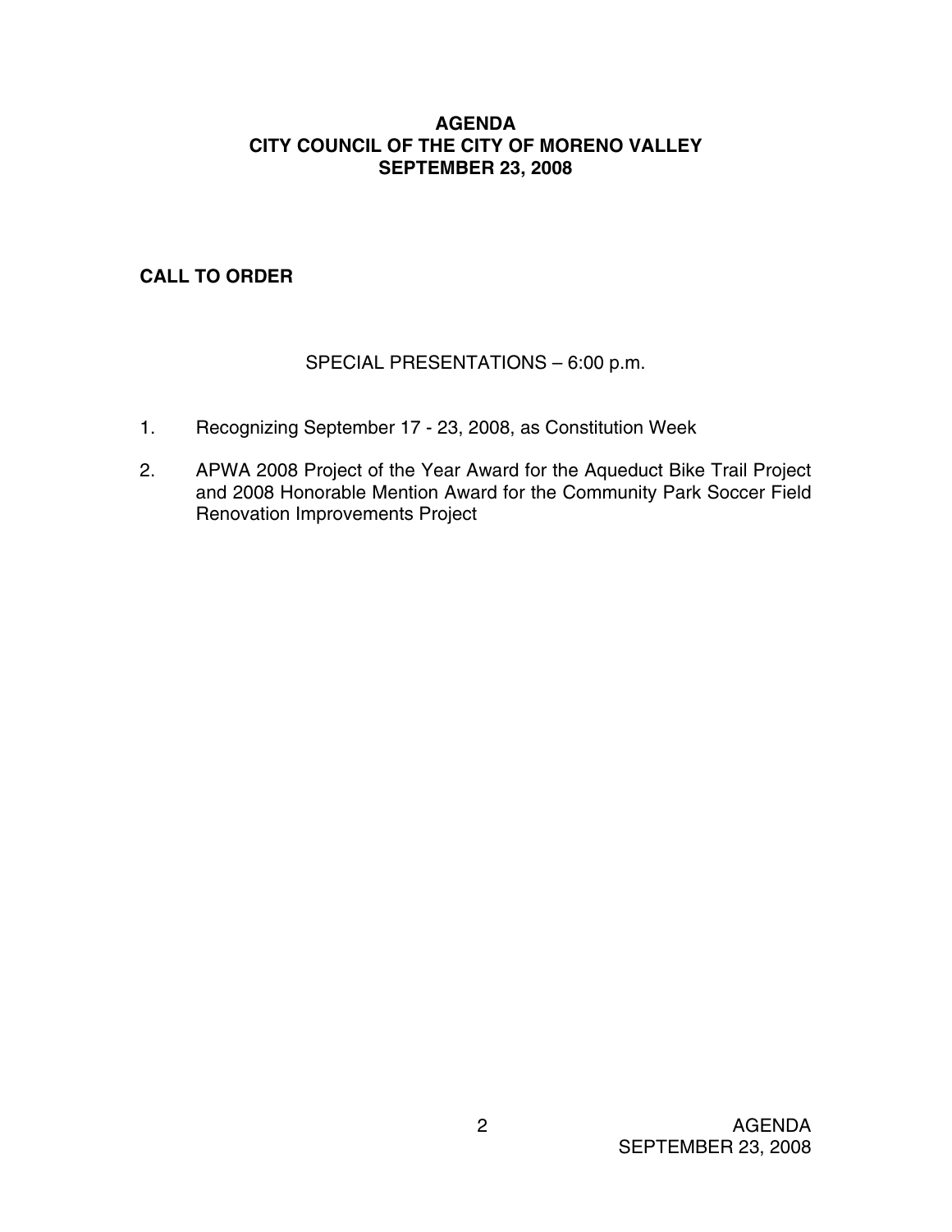**AGENDA**
**CITY COUNCIL OF THE CITY OF MORENO VALLEY**
**SEPTEMBER 23, 2008**

**CALL TO ORDER**

SPECIAL PRESENTATIONS – 6:00 p.m.

1. Recognizing September 17 - 23, 2008, as Constitution Week

2. APWA 2008 Project of the Year Award for the Aqueduct Bike Trail Project and 2008 Honorable Mention Award for the Community Park Soccer Field Renovation Improvements Project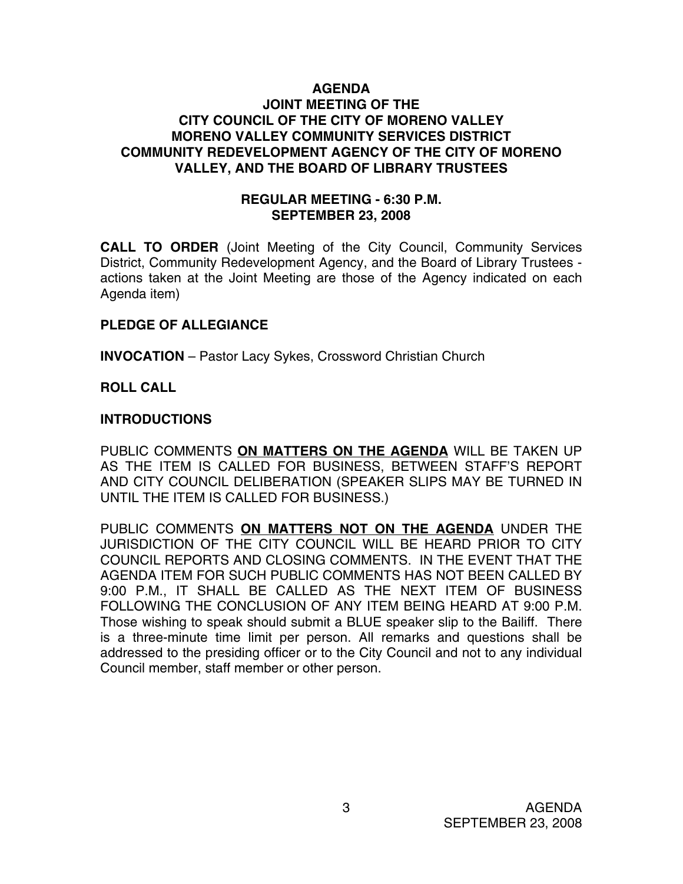# AGENDA
## JOINT MEETING OF THE CITY COUNCIL OF THE CITY OF MORENO VALLEY MORENO VALLEY COMMUNITY SERVICES DISTRICT COMMUNITY REDEVELOPMENT AGENCY OF THE CITY OF MORENO VALLEY, AND THE BOARD OF LIBRARY TRUSTEES

### REGULAR MEETING - 6:30 P.M.
### SEPTEMBER 23, 2008

**CALL TO ORDER** (Joint Meeting of the City Council, Community Services District, Community Redevelopment Agency, and the Board of Library Trustees - actions taken at the Joint Meeting are those of the Agency indicated on each Agenda item)

**PLEDGE OF ALLEGIANCE**

**INVOCATION** – Pastor Lacy Sykes, Crossword Christian Church

**ROLL CALL**

**INTRODUCTIONS**

PUBLIC COMMENTS **ON MATTERS ON THE AGENDA** WILL BE TAKEN UP AS THE ITEM IS CALLED FOR BUSINESS, BETWEEN STAFF'S REPORT AND CITY COUNCIL DELIBERATION (SPEAKER SLIPS MAY BE TURNED IN UNTIL THE ITEM IS CALLED FOR BUSINESS.)

PUBLIC COMMENTS **ON MATTERS NOT ON THE AGENDA** UNDER THE JURISDICTION OF THE CITY COUNCIL WILL BE HEARD PRIOR TO CITY COUNCIL REPORTS AND CLOSING COMMENTS. IN THE EVENT THAT THE AGENDA ITEM FOR SUCH PUBLIC COMMENTS HAS NOT BEEN CALLED BY 9:00 P.M., IT SHALL BE CALLED AS THE NEXT ITEM OF BUSINESS FOLLOWING THE CONCLUSION OF ANY ITEM BEING HEARD AT 9:00 P.M. Those wishing to speak should submit a BLUE speaker slip to the Bailiff. There is a three-minute time limit per person. All remarks and questions shall be addressed to the presiding officer or to the City Council and not to any individual Council member, staff member or other person.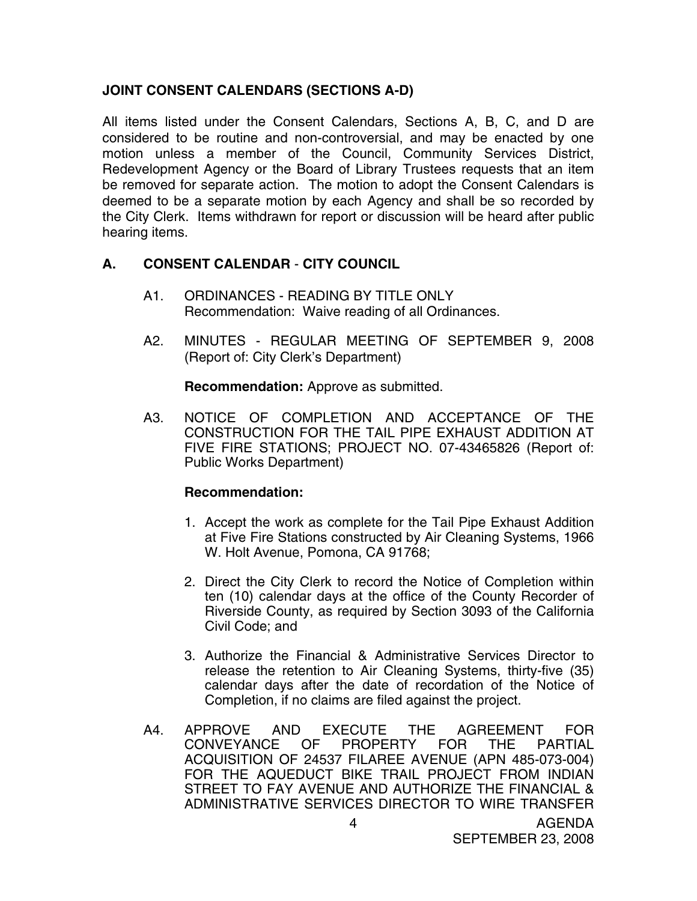## JOINT CONSENT CALENDARS (SECTIONS A-D)

All items listed under the Consent Calendars, Sections A, B, C, and D are considered to be routine and non-controversial, and may be enacted by one motion unless a member of the Council, Community Services District, Redevelopment Agency or the Board of Library Trustees requests that an item be removed for separate action. The motion to adopt the Consent Calendars is deemed to be a separate motion by each Agency and shall be so recorded by the City Clerk. Items withdrawn for report or discussion will be heard after public hearing items.

## A. CONSENT CALENDAR - CITY COUNCIL

A1. ORDINANCES - READING BY TITLE ONLY
Recommendation: Waive reading of all Ordinances.

A2. MINUTES - REGULAR MEETING OF SEPTEMBER 9, 2008 (Report of: City Clerk's Department)

**Recommendation:** Approve as submitted.

A3. NOTICE OF COMPLETION AND ACCEPTANCE OF THE CONSTRUCTION FOR THE TAIL PIPE EXHAUST ADDITION AT FIVE FIRE STATIONS; PROJECT NO. 07-43465826 (Report of: Public Works Department)

**Recommendation:**

1. Accept the work as complete for the Tail Pipe Exhaust Addition at Five Fire Stations constructed by Air Cleaning Systems, 1966 W. Holt Avenue, Pomona, CA 91768;
2. Direct the City Clerk to record the Notice of Completion within ten (10) calendar days at the office of the County Recorder of Riverside County, as required by Section 3093 of the California Civil Code; and
3. Authorize the Financial & Administrative Services Director to release the retention to Air Cleaning Systems, thirty-five (35) calendar days after the date of recordation of the Notice of Completion, if no claims are filed against the project.

A4. APPROVE AND EXECUTE THE AGREEMENT FOR CONVEYANCE OF PROPERTY FOR THE PARTIAL ACQUISITION OF 24537 FILAREE AVENUE (APN 485-073-004) FOR THE AQUEDUCT BIKE TRAIL PROJECT FROM INDIAN STREET TO FAY AVENUE AND AUTHORIZE THE FINANCIAL & ADMINISTRATIVE SERVICES DIRECTOR TO WIRE TRANSFER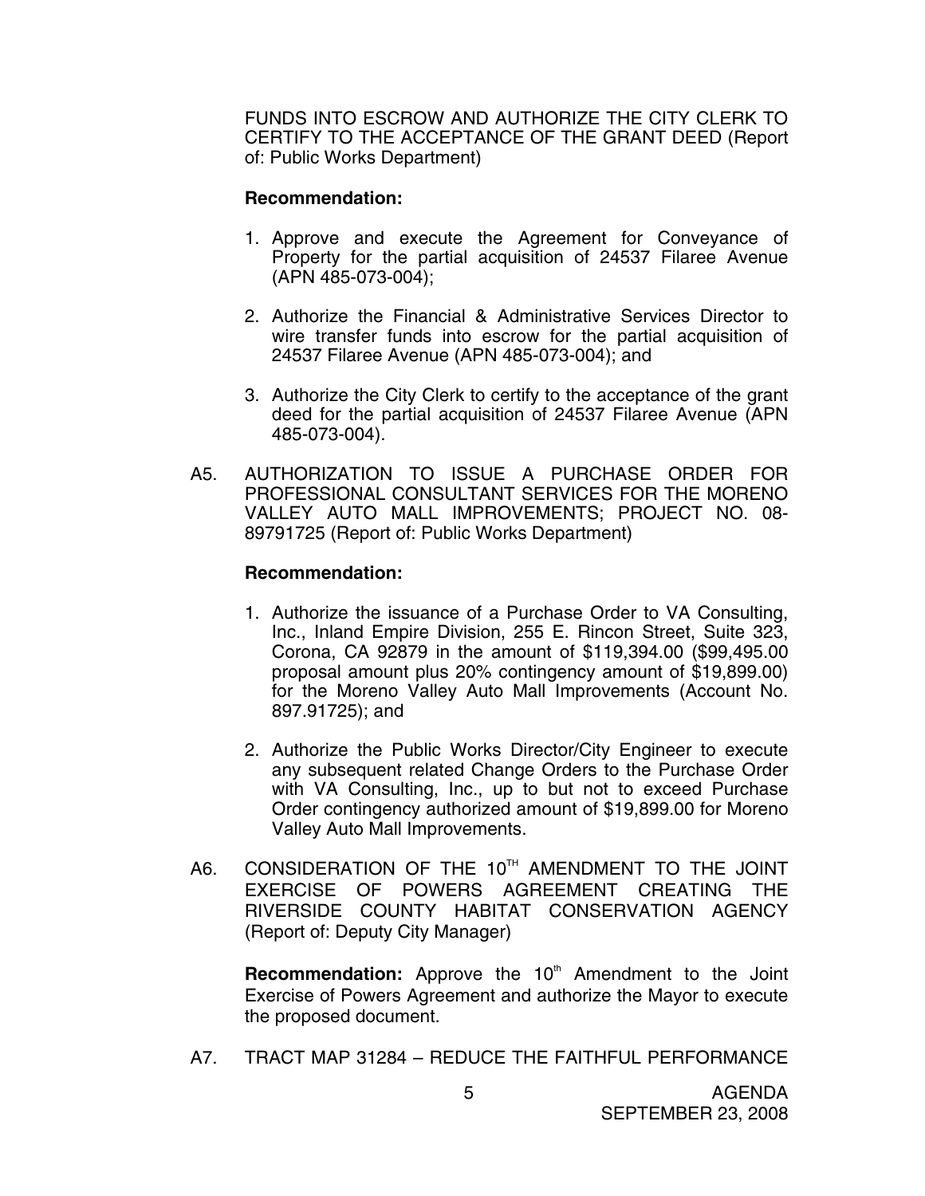FUNDS INTO ESCROW AND AUTHORIZE THE CITY CLERK TO CERTIFY TO THE ACCEPTANCE OF THE GRANT DEED (Report of: Public Works Department)

**Recommendation:**

1. Approve and execute the Agreement for Conveyance of Property for the partial acquisition of 24537 Filaree Avenue (APN 485-073-004);

2. Authorize the Financial & Administrative Services Director to wire transfer funds into escrow for the partial acquisition of 24537 Filaree Avenue (APN 485-073-004); and

3. Authorize the City Clerk to certify to the acceptance of the grant deed for the partial acquisition of 24537 Filaree Avenue (APN 485-073-004).

A5. AUTHORIZATION TO ISSUE A PURCHASE ORDER FOR PROFESSIONAL CONSULTANT SERVICES FOR THE MORENO VALLEY AUTO MALL IMPROVEMENTS; PROJECT NO. 08-89791725 (Report of: Public Works Department)

**Recommendation:**

1. Authorize the issuance of a Purchase Order to VA Consulting, Inc., Inland Empire Division, 255 E. Rincon Street, Suite 323, Corona, CA 92879 in the amount of $119,394.00 ($99,495.00 proposal amount plus 20% contingency amount of $19,899.00) for the Moreno Valley Auto Mall Improvements (Account No. 897.91725); and

2. Authorize the Public Works Director/City Engineer to execute any subsequent related Change Orders to the Purchase Order with VA Consulting, Inc., up to but not to exceed Purchase Order contingency authorized amount of $19,899.00 for Moreno Valley Auto Mall Improvements.

A6. CONSIDERATION OF THE 10TH AMENDMENT TO THE JOINT EXERCISE OF POWERS AGREEMENT CREATING THE RIVERSIDE COUNTY HABITAT CONSERVATION AGENCY (Report of: Deputy City Manager)

**Recommendation:** Approve the 10th Amendment to the Joint Exercise of Powers Agreement and authorize the Mayor to execute the proposed document.

A7. TRACT MAP 31284 – REDUCE THE FAITHFUL PERFORMANCE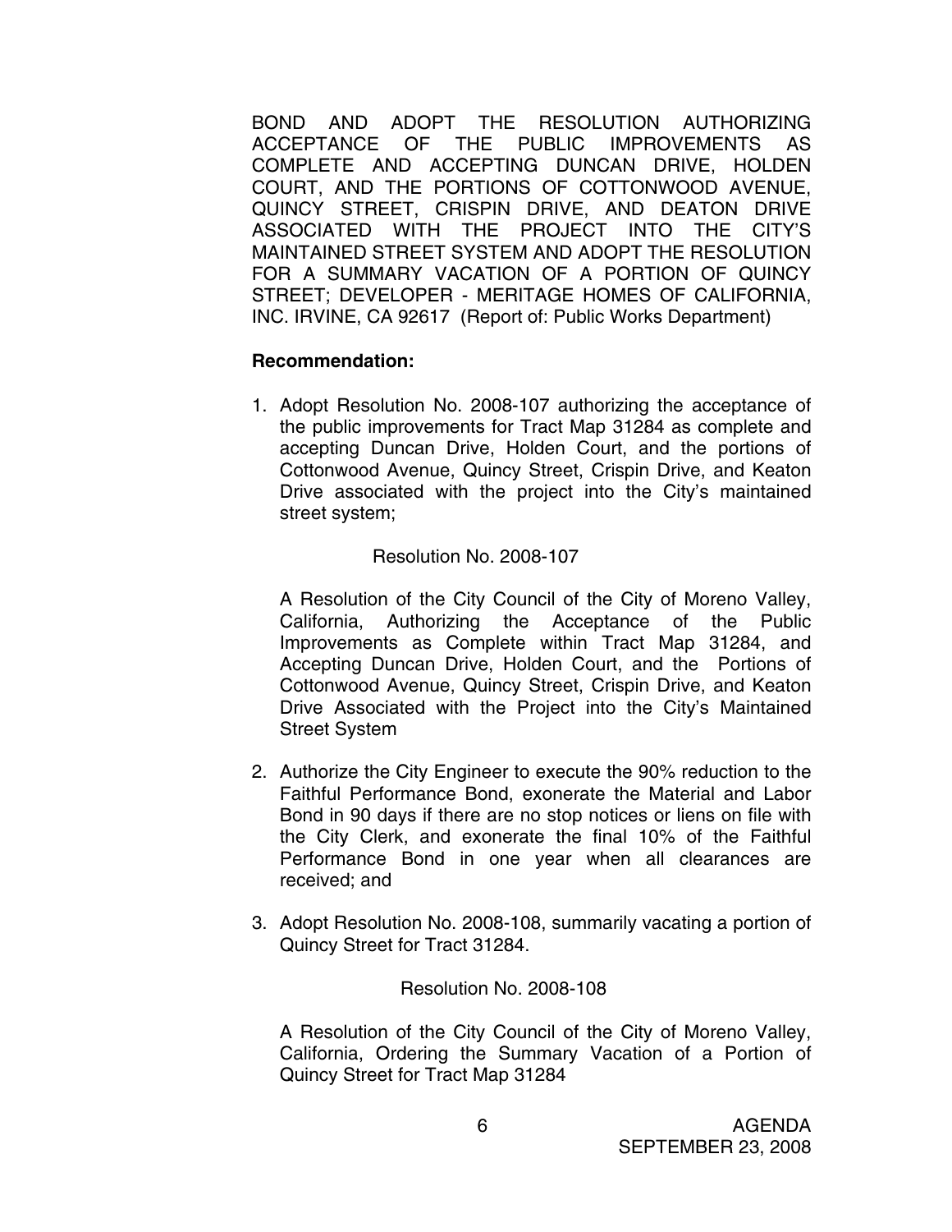BOND AND ADOPT THE RESOLUTION AUTHORIZING ACCEPTANCE OF THE PUBLIC IMPROVEMENTS AS COMPLETE AND ACCEPTING DUNCAN DRIVE, HOLDEN COURT, AND THE PORTIONS OF COTTONWOOD AVENUE, QUINCY STREET, CRISPIN DRIVE, AND DEATON DRIVE ASSOCIATED WITH THE PROJECT INTO THE CITY'S MAINTAINED STREET SYSTEM AND ADOPT THE RESOLUTION FOR A SUMMARY VACATION OF A PORTION OF QUINCY STREET; DEVELOPER - MERITAGE HOMES OF CALIFORNIA, INC. IRVINE, CA 92617 (Report of: Public Works Department)

**Recommendation:**

1. Adopt Resolution No. 2008-107 authorizing the acceptance of the public improvements for Tract Map 31284 as complete and accepting Duncan Drive, Holden Court, and the portions of Cottonwood Avenue, Quincy Street, Crispin Drive, and Keaton Drive associated with the project into the City's maintained street system;

   Resolution No. 2008-107

   A Resolution of the City Council of the City of Moreno Valley, California, Authorizing the Acceptance of the Public Improvements as Complete within Tract Map 31284, and Accepting Duncan Drive, Holden Court, and the Portions of Cottonwood Avenue, Quincy Street, Crispin Drive, and Keaton Drive Associated with the Project into the City's Maintained Street System

2. Authorize the City Engineer to execute the 90% reduction to the Faithful Performance Bond, exonerate the Material and Labor Bond in 90 days if there are no stop notices or liens on file with the City Clerk, and exonerate the final 10% of the Faithful Performance Bond in one year when all clearances are received; and

3. Adopt Resolution No. 2008-108, summarily vacating a portion of Quincy Street for Tract 31284.

   Resolution No. 2008-108

   A Resolution of the City Council of the City of Moreno Valley, California, Ordering the Summary Vacation of a Portion of Quincy Street for Tract Map 31284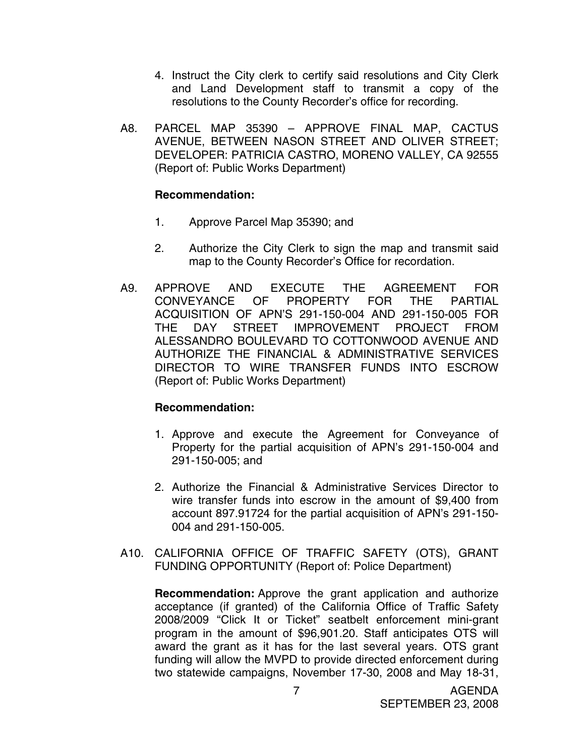4. Instruct the City clerk to certify said resolutions and City Clerk and Land Development staff to transmit a copy of the resolutions to the County Recorder's office for recording.

A8. PARCEL MAP 35390 – APPROVE FINAL MAP, CACTUS AVENUE, BETWEEN NASON STREET AND OLIVER STREET; DEVELOPER: PATRICIA CASTRO, MORENO VALLEY, CA 92555 (Report of: Public Works Department)

**Recommendation:**

1. Approve Parcel Map 35390; and

2. Authorize the City Clerk to sign the map and transmit said map to the County Recorder's Office for recordation.

A9. APPROVE AND EXECUTE THE AGREEMENT FOR CONVEYANCE OF PROPERTY FOR THE PARTIAL ACQUISITION OF APN'S 291-150-004 AND 291-150-005 FOR THE DAY STREET IMPROVEMENT PROJECT FROM ALESSANDRO BOULEVARD TO COTTONWOOD AVENUE AND AUTHORIZE THE FINANCIAL & ADMINISTRATIVE SERVICES DIRECTOR TO WIRE TRANSFER FUNDS INTO ESCROW (Report of: Public Works Department)

**Recommendation:**

1. Approve and execute the Agreement for Conveyance of Property for the partial acquisition of APN's 291-150-004 and 291-150-005; and

2. Authorize the Financial & Administrative Services Director to wire transfer funds into escrow in the amount of $9,400 from account 897.91724 for the partial acquisition of APN's 291-150-004 and 291-150-005.

A10. CALIFORNIA OFFICE OF TRAFFIC SAFETY (OTS), GRANT FUNDING OPPORTUNITY (Report of: Police Department)

**Recommendation:** Approve the grant application and authorize acceptance (if granted) of the California Office of Traffic Safety 2008/2009 "Click It or Ticket" seatbelt enforcement mini-grant program in the amount of $96,901.20. Staff anticipates OTS will award the grant as it has for the last several years. OTS grant funding will allow the MVPD to provide directed enforcement during two statewide campaigns, November 17-30, 2008 and May 18-31,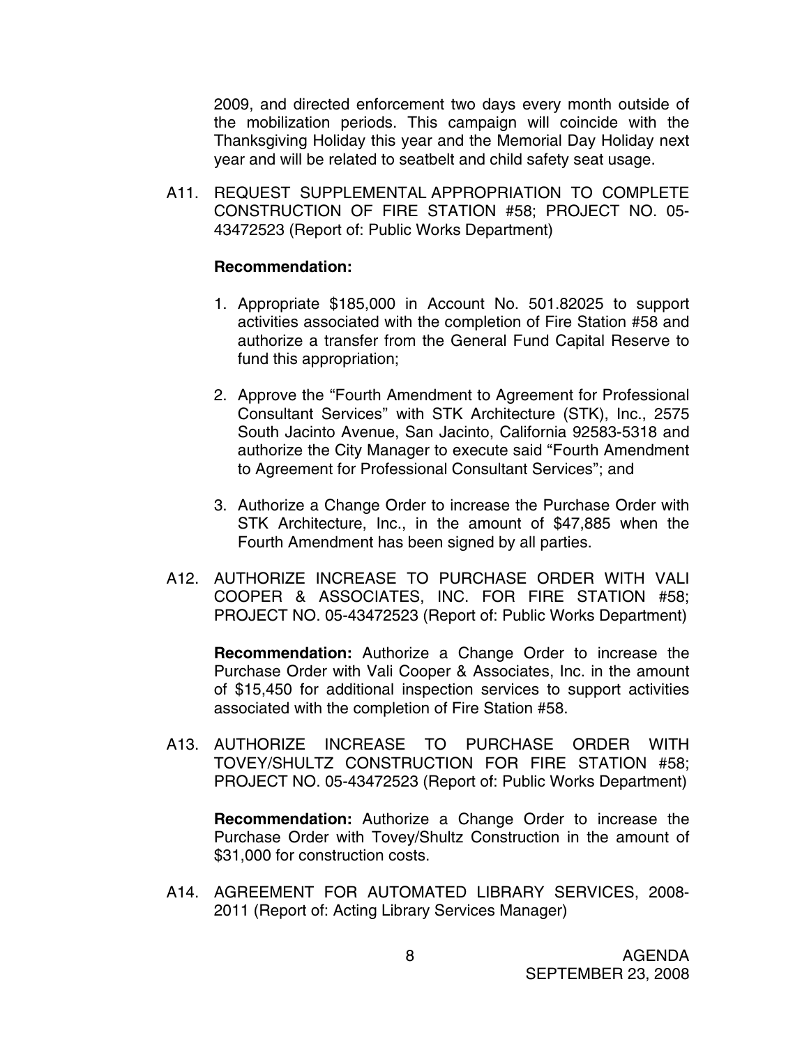2009, and directed enforcement two days every month outside of the mobilization periods. This campaign will coincide with the Thanksgiving Holiday this year and the Memorial Day Holiday next year and will be related to seatbelt and child safety seat usage.

A11. REQUEST SUPPLEMENTAL APPROPRIATION TO COMPLETE CONSTRUCTION OF FIRE STATION #58; PROJECT NO. 05-43472523 (Report of: Public Works Department)

**Recommendation:**

1. Appropriate $185,000 in Account No. 501.82025 to support activities associated with the completion of Fire Station #58 and authorize a transfer from the General Fund Capital Reserve to fund this appropriation;

2. Approve the "Fourth Amendment to Agreement for Professional Consultant Services" with STK Architecture (STK), Inc., 2575 South Jacinto Avenue, San Jacinto, California 92583-5318 and authorize the City Manager to execute said "Fourth Amendment to Agreement for Professional Consultant Services"; and

3. Authorize a Change Order to increase the Purchase Order with STK Architecture, Inc., in the amount of $47,885 when the Fourth Amendment has been signed by all parties.

A12. AUTHORIZE INCREASE TO PURCHASE ORDER WITH VALI COOPER & ASSOCIATES, INC. FOR FIRE STATION #58; PROJECT NO. 05-43472523 (Report of: Public Works Department)

**Recommendation:** Authorize a Change Order to increase the Purchase Order with Vali Cooper & Associates, Inc. in the amount of $15,450 for additional inspection services to support activities associated with the completion of Fire Station #58.

A13. AUTHORIZE INCREASE TO PURCHASE ORDER WITH TOVEY/SHULTZ CONSTRUCTION FOR FIRE STATION #58; PROJECT NO. 05-43472523 (Report of: Public Works Department)

**Recommendation:** Authorize a Change Order to increase the Purchase Order with Tovey/Shultz Construction in the amount of $31,000 for construction costs.

A14. AGREEMENT FOR AUTOMATED LIBRARY SERVICES, 2008-2011 (Report of: Acting Library Services Manager)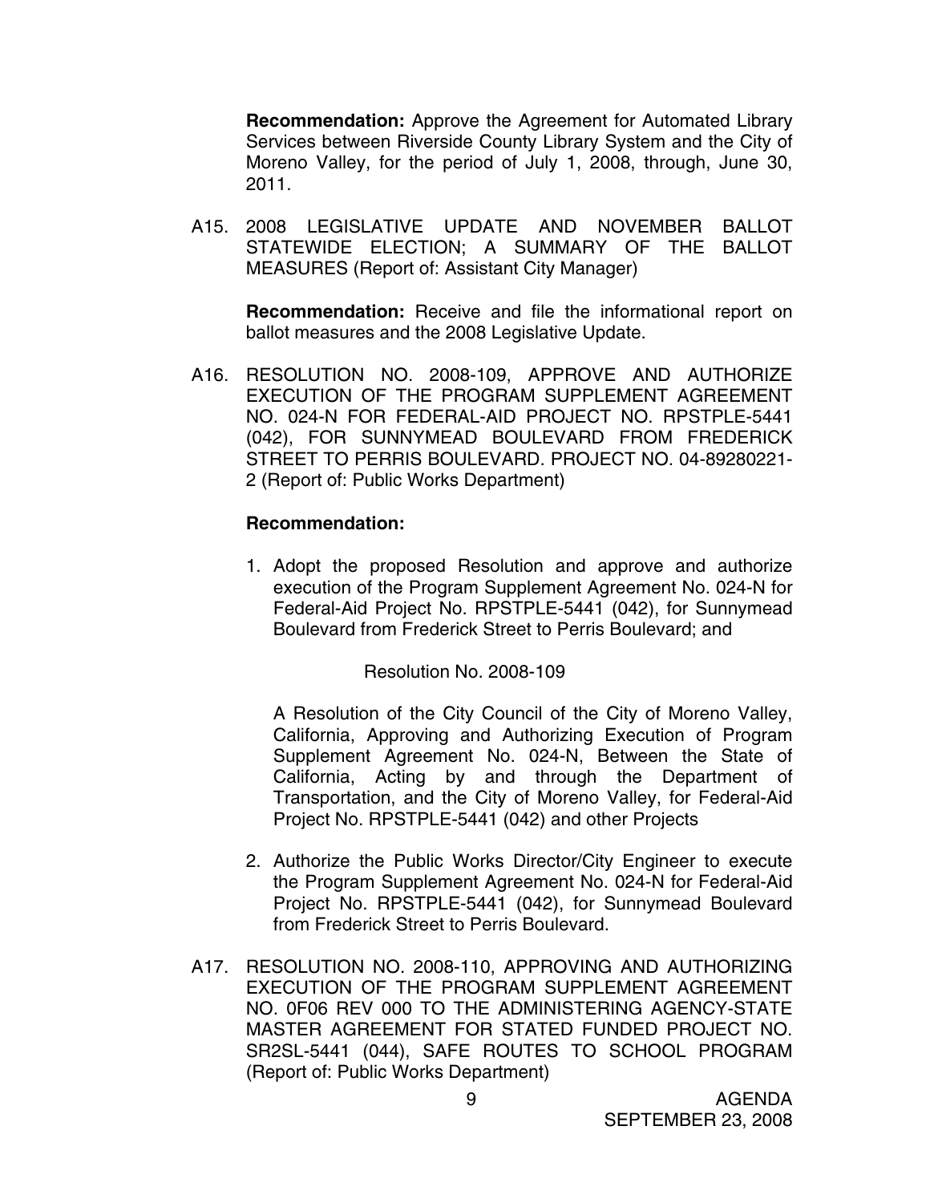**Recommendation:** Approve the Agreement for Automated Library Services between Riverside County Library System and the City of Moreno Valley, for the period of July 1, 2008, through, June 30, 2011.

A15. 2008 LEGISLATIVE UPDATE AND NOVEMBER BALLOT STATEWIDE ELECTION; A SUMMARY OF THE BALLOT MEASURES (Report of: Assistant City Manager)

**Recommendation:** Receive and file the informational report on ballot measures and the 2008 Legislative Update.

A16. RESOLUTION NO. 2008-109, APPROVE AND AUTHORIZE EXECUTION OF THE PROGRAM SUPPLEMENT AGREEMENT NO. 024-N FOR FEDERAL-AID PROJECT NO. RPSTPLE-5441 (042), FOR SUNNYMEAD BOULEVARD FROM FREDERICK STREET TO PERRIS BOULEVARD. PROJECT NO. 04-89280221-2 (Report of: Public Works Department)

**Recommendation:**

1. Adopt the proposed Resolution and approve and authorize execution of the Program Supplement Agreement No. 024-N for Federal-Aid Project No. RPSTPLE-5441 (042), for Sunnymead Boulevard from Frederick Street to Perris Boulevard; and

   Resolution No. 2008-109

   A Resolution of the City Council of the City of Moreno Valley, California, Approving and Authorizing Execution of Program Supplement Agreement No. 024-N, Between the State of California, Acting by and through the Department of Transportation, and the City of Moreno Valley, for Federal-Aid Project No. RPSTPLE-5441 (042) and other Projects

2. Authorize the Public Works Director/City Engineer to execute the Program Supplement Agreement No. 024-N for Federal-Aid Project No. RPSTPLE-5441 (042), for Sunnymead Boulevard from Frederick Street to Perris Boulevard.

A17. RESOLUTION NO. 2008-110, APPROVING AND AUTHORIZING EXECUTION OF THE PROGRAM SUPPLEMENT AGREEMENT NO. 0F06 REV 000 TO THE ADMINISTERING AGENCY-STATE MASTER AGREEMENT FOR STATED FUNDED PROJECT NO. SR2SL-5441 (044), SAFE ROUTES TO SCHOOL PROGRAM (Report of: Public Works Department)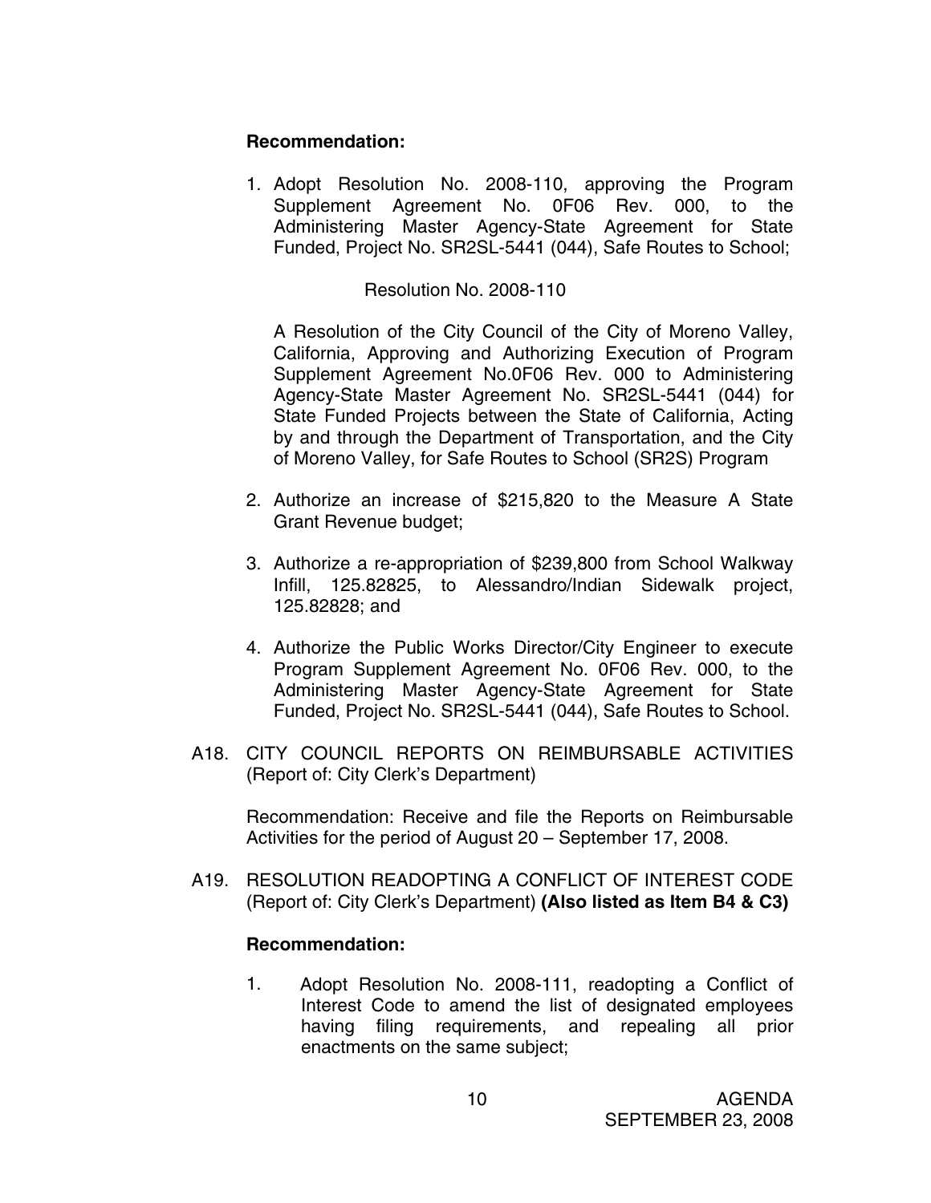**Recommendation:**

1. Adopt Resolution No. 2008-110, approving the Program Supplement Agreement No. 0F06 Rev. 000, to the Administering Master Agency-State Agreement for State Funded, Project No. SR2SL-5441 (044), Safe Routes to School;

   Resolution No. 2008-110

   A Resolution of the City Council of the City of Moreno Valley, California, Approving and Authorizing Execution of Program Supplement Agreement No.0F06 Rev. 000 to Administering Agency-State Master Agreement No. SR2SL-5441 (044) for State Funded Projects between the State of California, Acting by and through the Department of Transportation, and the City of Moreno Valley, for Safe Routes to School (SR2S) Program

2. Authorize an increase of $215,820 to the Measure A State Grant Revenue budget;

3. Authorize a re-appropriation of $239,800 from School Walkway Infill, 125.82825, to Alessandro/Indian Sidewalk project, 125.82828; and

4. Authorize the Public Works Director/City Engineer to execute Program Supplement Agreement No. 0F06 Rev. 000, to the Administering Master Agency-State Agreement for State Funded, Project No. SR2SL-5441 (044), Safe Routes to School.

A18. CITY COUNCIL REPORTS ON REIMBURSABLE ACTIVITIES (Report of: City Clerk's Department)

Recommendation: Receive and file the Reports on Reimbursable Activities for the period of August 20 – September 17, 2008.

A19. RESOLUTION READOPTING A CONFLICT OF INTEREST CODE (Report of: City Clerk's Department) **(Also listed as Item B4 & C3)**

**Recommendation:**

1. Adopt Resolution No. 2008-111, readopting a Conflict of Interest Code to amend the list of designated employees having filing requirements, and repealing all prior enactments on the same subject;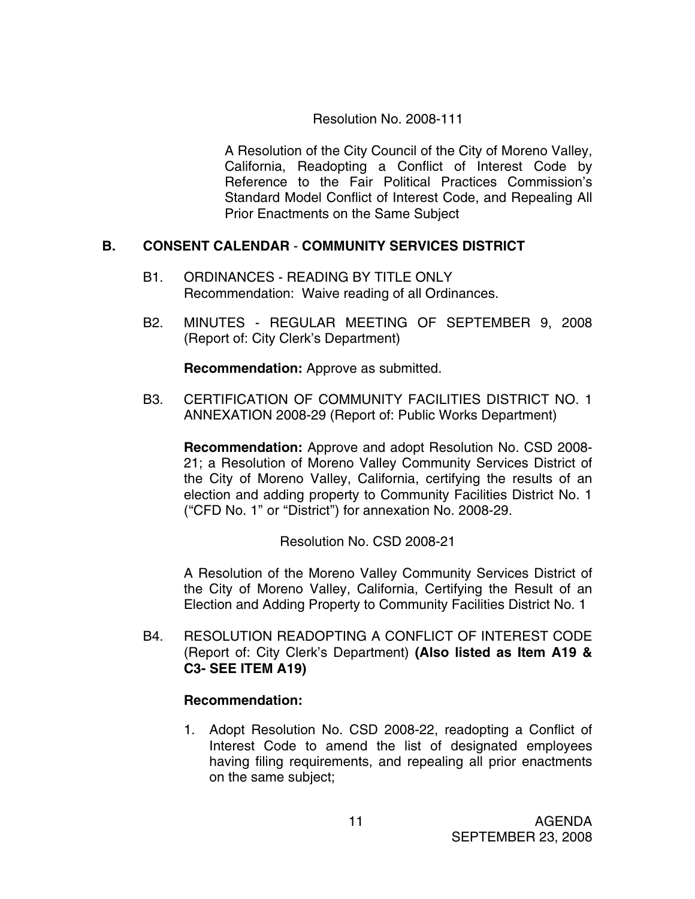Resolution No. 2008-111

A Resolution of the City Council of the City of Moreno Valley, California, Readopting a Conflict of Interest Code by Reference to the Fair Political Practices Commission's Standard Model Conflict of Interest Code, and Repealing All Prior Enactments on the Same Subject

## B. CONSENT CALENDAR - COMMUNITY SERVICES DISTRICT

B1. ORDINANCES - READING BY TITLE ONLY
Recommendation: Waive reading of all Ordinances.

B2. MINUTES - REGULAR MEETING OF SEPTEMBER 9, 2008 (Report of: City Clerk's Department)

**Recommendation:** Approve as submitted.

B3. CERTIFICATION OF COMMUNITY FACILITIES DISTRICT NO. 1 ANNEXATION 2008-29 (Report of: Public Works Department)

**Recommendation:** Approve and adopt Resolution No. CSD 2008-21; a Resolution of Moreno Valley Community Services District of the City of Moreno Valley, California, certifying the results of an election and adding property to Community Facilities District No. 1 ("CFD No. 1" or "District") for annexation No. 2008-29.

Resolution No. CSD 2008-21

A Resolution of the Moreno Valley Community Services District of the City of Moreno Valley, California, Certifying the Result of an Election and Adding Property to Community Facilities District No. 1

B4. RESOLUTION READOPTING A CONFLICT OF INTEREST CODE (Report of: City Clerk's Department) **(Also listed as Item A19 & C3- SEE ITEM A19)**

**Recommendation:**

1. Adopt Resolution No. CSD 2008-22, readopting a Conflict of Interest Code to amend the list of designated employees having filing requirements, and repealing all prior enactments on the same subject;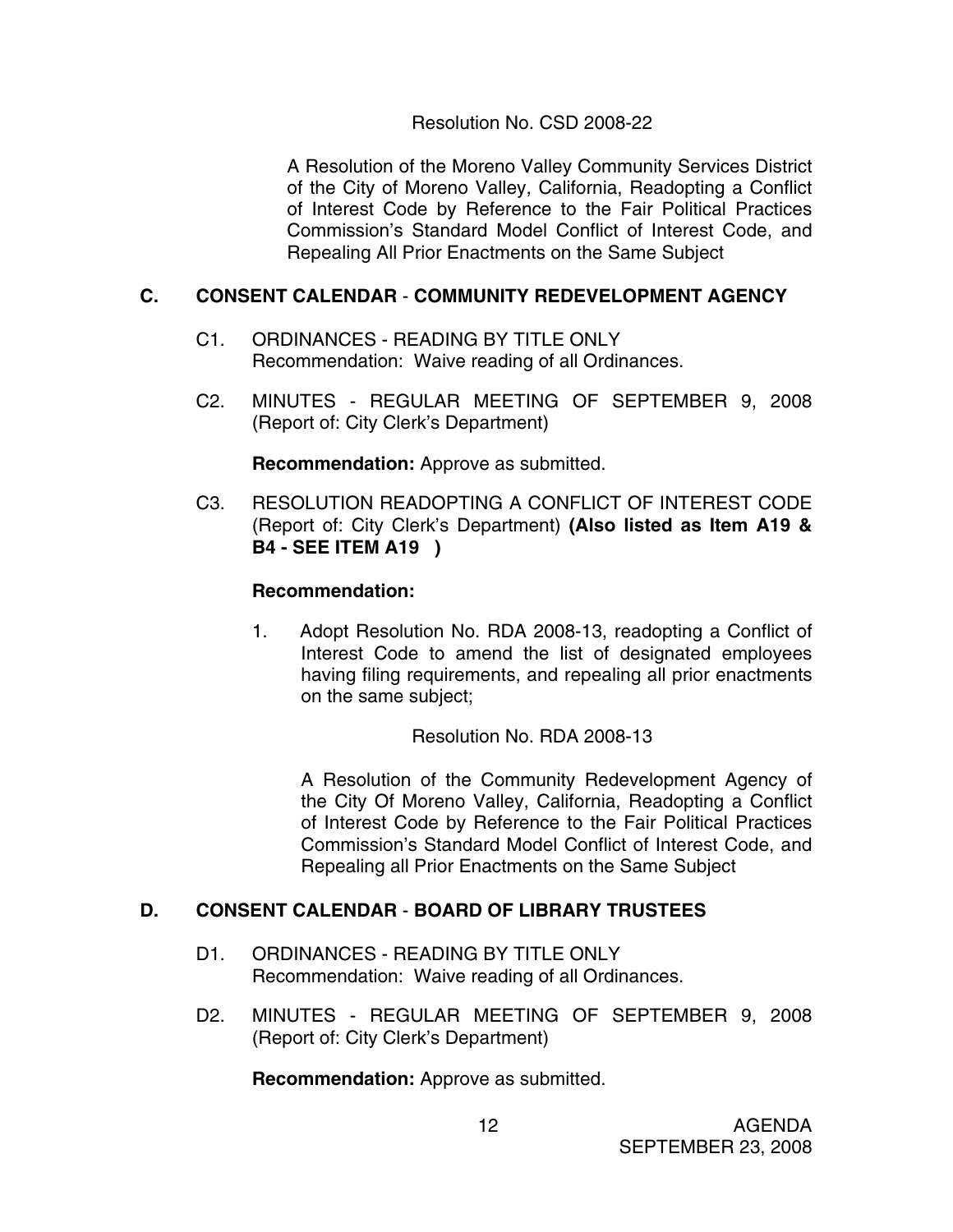Resolution No. CSD 2008-22

A Resolution of the Moreno Valley Community Services District of the City of Moreno Valley, California, Readopting a Conflict of Interest Code by Reference to the Fair Political Practices Commission's Standard Model Conflict of Interest Code, and Repealing All Prior Enactments on the Same Subject

## C. CONSENT CALENDAR - COMMUNITY REDEVELOPMENT AGENCY

C1. ORDINANCES - READING BY TITLE ONLY
Recommendation: Waive reading of all Ordinances.

C2. MINUTES - REGULAR MEETING OF SEPTEMBER 9, 2008 (Report of: City Clerk's Department)

**Recommendation:** Approve as submitted.

C3. RESOLUTION READOPTING A CONFLICT OF INTEREST CODE (Report of: City Clerk's Department) **(Also listed as Item A19 & B4 - SEE ITEM A19 )**

**Recommendation:**

1. Adopt Resolution No. RDA 2008-13, readopting a Conflict of Interest Code to amend the list of designated employees having filing requirements, and repealing all prior enactments on the same subject;

Resolution No. RDA 2008-13

A Resolution of the Community Redevelopment Agency of the City Of Moreno Valley, California, Readopting a Conflict of Interest Code by Reference to the Fair Political Practices Commission's Standard Model Conflict of Interest Code, and Repealing all Prior Enactments on the Same Subject

## D. CONSENT CALENDAR - BOARD OF LIBRARY TRUSTEES

D1. ORDINANCES - READING BY TITLE ONLY
Recommendation: Waive reading of all Ordinances.

D2. MINUTES - REGULAR MEETING OF SEPTEMBER 9, 2008 (Report of: City Clerk's Department)

**Recommendation:** Approve as submitted.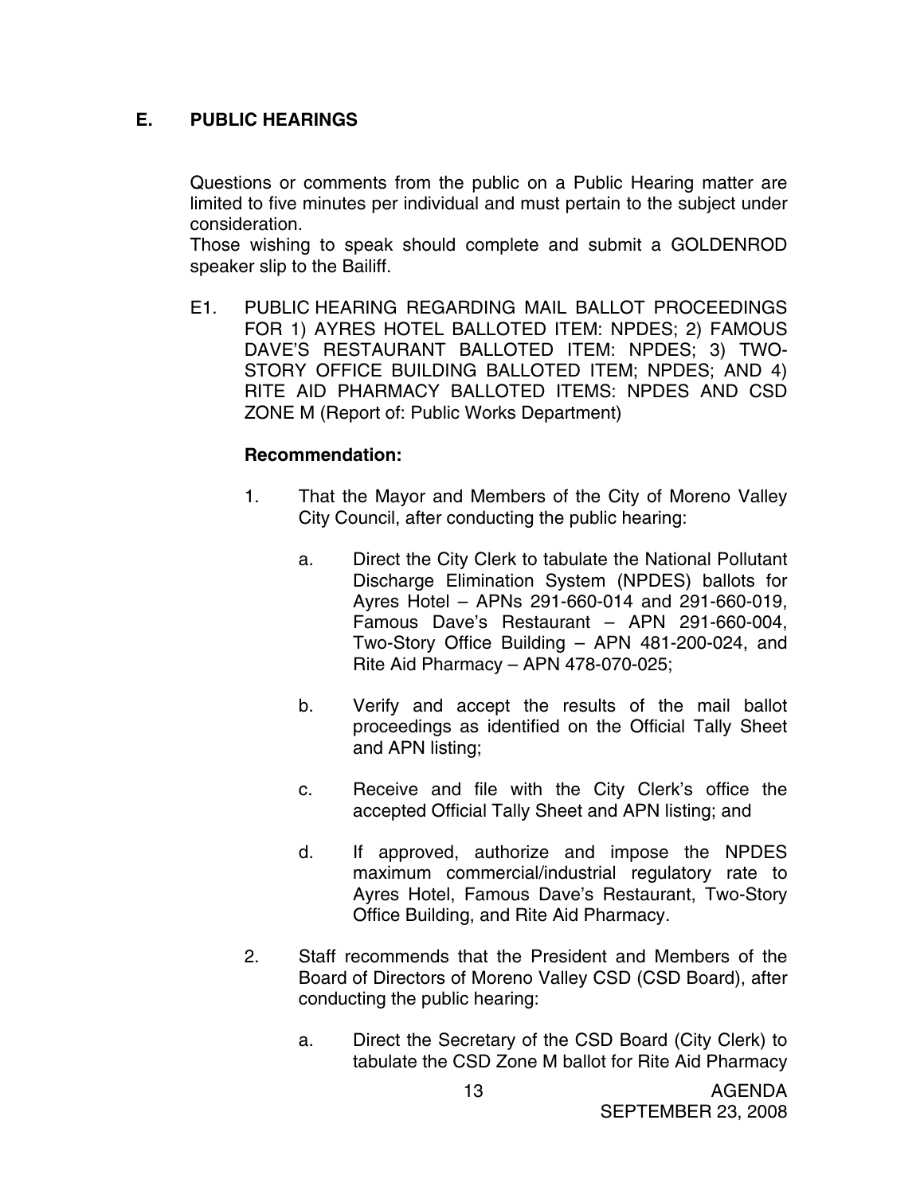## E. PUBLIC HEARINGS

Questions or comments from the public on a Public Hearing matter are limited to five minutes per individual and must pertain to the subject under consideration.
Those wishing to speak should complete and submit a GOLDENROD speaker slip to the Bailiff.

E1. PUBLIC HEARING REGARDING MAIL BALLOT PROCEEDINGS FOR 1) AYRES HOTEL BALLOTED ITEM: NPDES; 2) FAMOUS DAVE'S RESTAURANT BALLOTED ITEM: NPDES; 3) TWO-STORY OFFICE BUILDING BALLOTED ITEM; NPDES; AND 4) RITE AID PHARMACY BALLOTED ITEMS: NPDES AND CSD ZONE M (Report of: Public Works Department)

**Recommendation:**

1. That the Mayor and Members of the City of Moreno Valley City Council, after conducting the public hearing:

   a. Direct the City Clerk to tabulate the National Pollutant Discharge Elimination System (NPDES) ballots for Ayres Hotel – APNs 291-660-014 and 291-660-019, Famous Dave's Restaurant – APN 291-660-004, Two-Story Office Building – APN 481-200-024, and Rite Aid Pharmacy – APN 478-070-025;

   b. Verify and accept the results of the mail ballot proceedings as identified on the Official Tally Sheet and APN listing;

   c. Receive and file with the City Clerk's office the accepted Official Tally Sheet and APN listing; and

   d. If approved, authorize and impose the NPDES maximum commercial/industrial regulatory rate to Ayres Hotel, Famous Dave's Restaurant, Two-Story Office Building, and Rite Aid Pharmacy.

2. Staff recommends that the President and Members of the Board of Directors of Moreno Valley CSD (CSD Board), after conducting the public hearing:

   a. Direct the Secretary of the CSD Board (City Clerk) to tabulate the CSD Zone M ballot for Rite Aid Pharmacy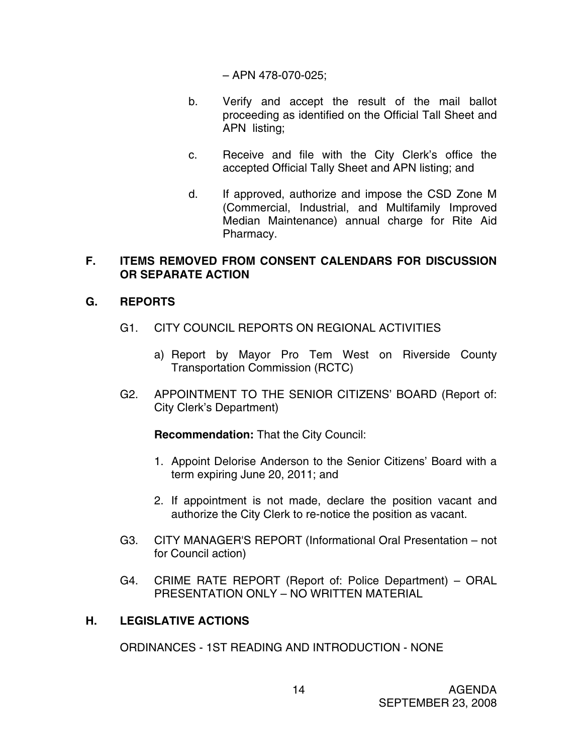– APN 478-070-025;

b. Verify and accept the result of the mail ballot proceeding as identified on the Official Tall Sheet and APN listing;

c. Receive and file with the City Clerk's office the accepted Official Tally Sheet and APN listing; and

d. If approved, authorize and impose the CSD Zone M (Commercial, Industrial, and Multifamily Improved Median Maintenance) annual charge for Rite Aid Pharmacy.

## F. ITEMS REMOVED FROM CONSENT CALENDARS FOR DISCUSSION OR SEPARATE ACTION

## G. REPORTS

G1. CITY COUNCIL REPORTS ON REGIONAL ACTIVITIES

a) Report by Mayor Pro Tem West on Riverside County Transportation Commission (RCTC)

G2. APPOINTMENT TO THE SENIOR CITIZENS' BOARD (Report of: City Clerk's Department)

**Recommendation:** That the City Council:

1. Appoint Delorise Anderson to the Senior Citizens' Board with a term expiring June 20, 2011; and

2. If appointment is not made, declare the position vacant and authorize the City Clerk to re-notice the position as vacant.

G3. CITY MANAGER'S REPORT (Informational Oral Presentation – not for Council action)

G4. CRIME RATE REPORT (Report of: Police Department) – ORAL PRESENTATION ONLY – NO WRITTEN MATERIAL

## H. LEGISLATIVE ACTIONS

ORDINANCES - 1ST READING AND INTRODUCTION - NONE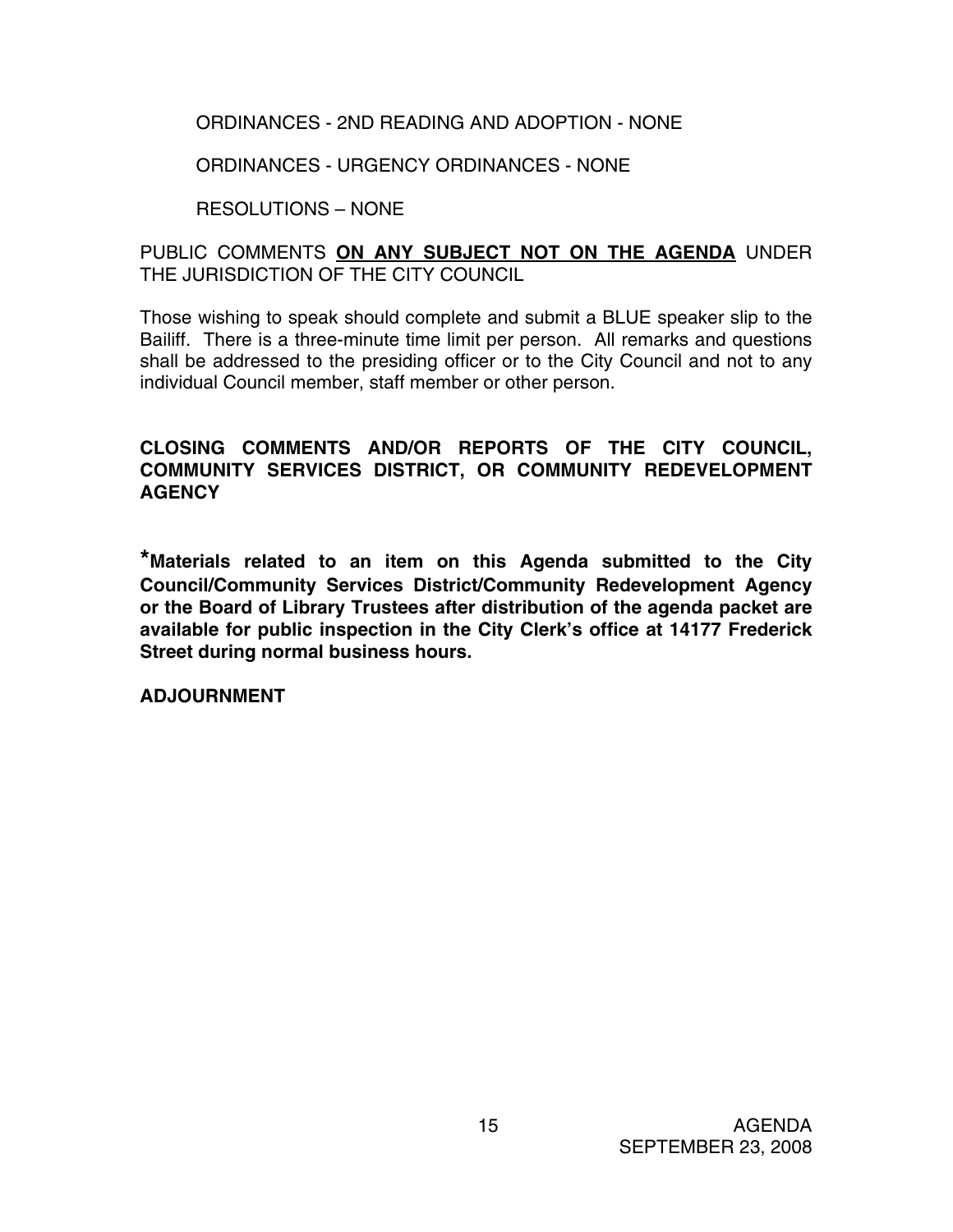ORDINANCES - 2ND READING AND ADOPTION - NONE

ORDINANCES - URGENCY ORDINANCES - NONE

RESOLUTIONS – NONE

PUBLIC COMMENTS **ON ANY SUBJECT NOT ON THE AGENDA** UNDER THE JURISDICTION OF THE CITY COUNCIL

Those wishing to speak should complete and submit a BLUE speaker slip to the Bailiff. There is a three-minute time limit per person. All remarks and questions shall be addressed to the presiding officer or to the City Council and not to any individual Council member, staff member or other person.

**CLOSING COMMENTS AND/OR REPORTS OF THE CITY COUNCIL, COMMUNITY SERVICES DISTRICT, OR COMMUNITY REDEVELOPMENT AGENCY**

**\*Materials related to an item on this Agenda submitted to the City Council/Community Services District/Community Redevelopment Agency or the Board of Library Trustees after distribution of the agenda packet are available for public inspection in the City Clerk's office at 14177 Frederick Street during normal business hours.**

**ADJOURNMENT**